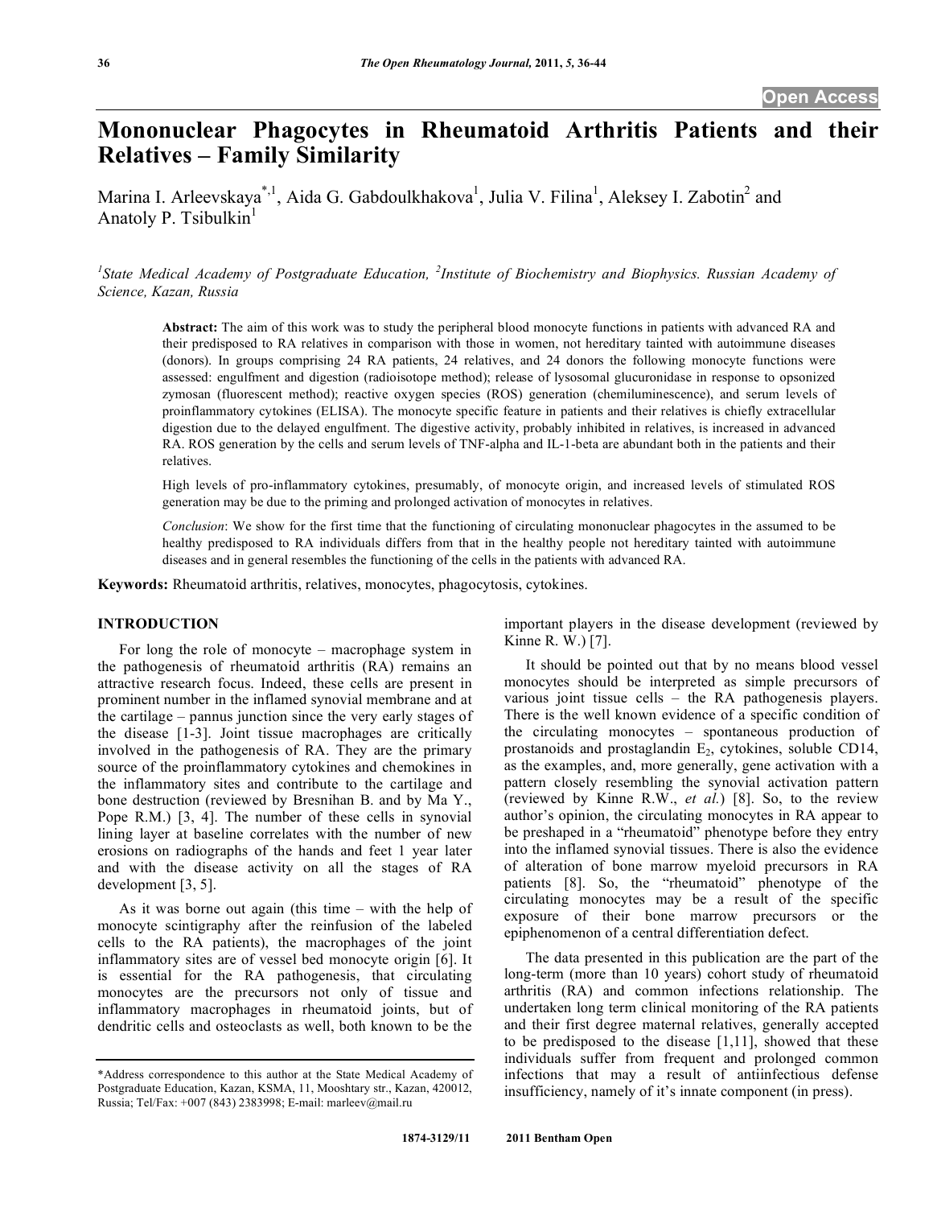# Mononuclear Phagocytes in Rheumatoid Arthritis Patients and their Relatives – Family Similarity

Marina I. Arleevskaya[*,1], Aida G. Gabdoulkhakova[1], Julia V. Filina[1], Aleksey I. Zabotin[2] and Anatoly P. Tsibulkin[1]

[1]*State Medical Academy of Postgraduate Education,* [2]*Institute of Biochemistry and Biophysics. Russian Academy of Science, Kazan, Russia*

**Abstract:** The aim of this work was to study the peripheral blood monocyte functions in patients with advanced RA and their predisposed to RA relatives in comparison with those in women, not hereditary tainted with autoimmune diseases (donors). In groups comprising 24 RA patients, 24 relatives, and 24 donors the following monocyte functions were assessed: engulfment and digestion (radioisotope method); release of lysosomal glucuronidase in response to opsonized zymosan (fluorescent method); reactive oxygen species (ROS) generation (chemiluminescence), and serum levels of proinflammatory cytokines (ELISA). The monocyte specific feature in patients and their relatives is chiefly extracellular digestion due to the delayed engulfment. The digestive activity, probably inhibited in relatives, is increased in advanced RA. ROS generation by the cells and serum levels of TNF-alpha and IL-1-beta are abundant both in the patients and their relatives.

High levels of pro-inflammatory cytokines, presumably, of monocyte origin, and increased levels of stimulated ROS generation may be due to the priming and prolonged activation of monocytes in relatives.

*Conclusion*: We show for the first time that the functioning of circulating mononuclear phagocytes in the assumed to be healthy predisposed to RA individuals differs from that in the healthy people not hereditary tainted with autoimmune diseases and in general resembles the functioning of the cells in the patients with advanced RA.

**Keywords:** Rheumatoid arthritis, relatives, monocytes, phagocytosis, cytokines.

## INTRODUCTION

For long the role of monocyte – macrophage system in the pathogenesis of rheumatoid arthritis (RA) remains an attractive research focus. Indeed, these cells are present in prominent number in the inflamed synovial membrane and at the cartilage – pannus junction since the very early stages of the disease [1-3]. Joint tissue macrophages are critically involved in the pathogenesis of RA. They are the primary source of the proinflammatory cytokines and chemokines in the inflammatory sites and contribute to the cartilage and bone destruction (reviewed by Bresnihan B. and by Ma Y., Pope R.M.) [3, 4]. The number of these cells in synovial lining layer at baseline correlates with the number of new erosions on radiographs of the hands and feet 1 year later and with the disease activity on all the stages of RA development [3, 5].

As it was borne out again (this time – with the help of monocyte scintigraphy after the reinfusion of the labeled cells to the RA patients), the macrophages of the joint inflammatory sites are of vessel bed monocyte origin [6]. It is essential for the RA pathogenesis, that circulating monocytes are the precursors not only of tissue and inflammatory macrophages in rheumatoid joints, but of dendritic cells and osteoclasts as well, both known to be the important players in the disease development (reviewed by Kinne R. W.) [7].

It should be pointed out that by no means blood vessel monocytes should be interpreted as simple precursors of various joint tissue cells – the RA pathogenesis players. There is the well known evidence of a specific condition of the circulating monocytes – spontaneous production of prostanoids and prostaglandin $E_2$, cytokines, soluble CD14, as the examples, and, more generally, gene activation with a pattern closely resembling the synovial activation pattern (reviewed by Kinne R.W., *et al.*) [8]. So, to the review author's opinion, the circulating monocytes in RA appear to be preshaped in a "rheumatoid" phenotype before they entry into the inflamed synovial tissues. There is also the evidence of alteration of bone marrow myeloid precursors in RA patients [8]. So, the "rheumatoid" phenotype of the circulating monocytes may be a result of the specific exposure of their bone marrow precursors or the epiphenomenon of a central differentiation defect.

The data presented in this publication are the part of the long-term (more than 10 years) cohort study of rheumatoid arthritis (RA) and common infections relationship. The undertaken long term clinical monitoring of the RA patients and their first degree maternal relatives, generally accepted to be predisposed to the disease [1,11], showed that these individuals suffer from frequent and prolonged common infections that may a result of antiinfectious defense insufficiency, namely of it's innate component (in press).

*Address correspondence to this author at the State Medical Academy of Postgraduate Education, Kazan, KSMA, 11, Mooshtary str., Kazan, 420012, Russia; Tel/Fax: +007 (843) 2383998; E-mail: marleev@mail.ru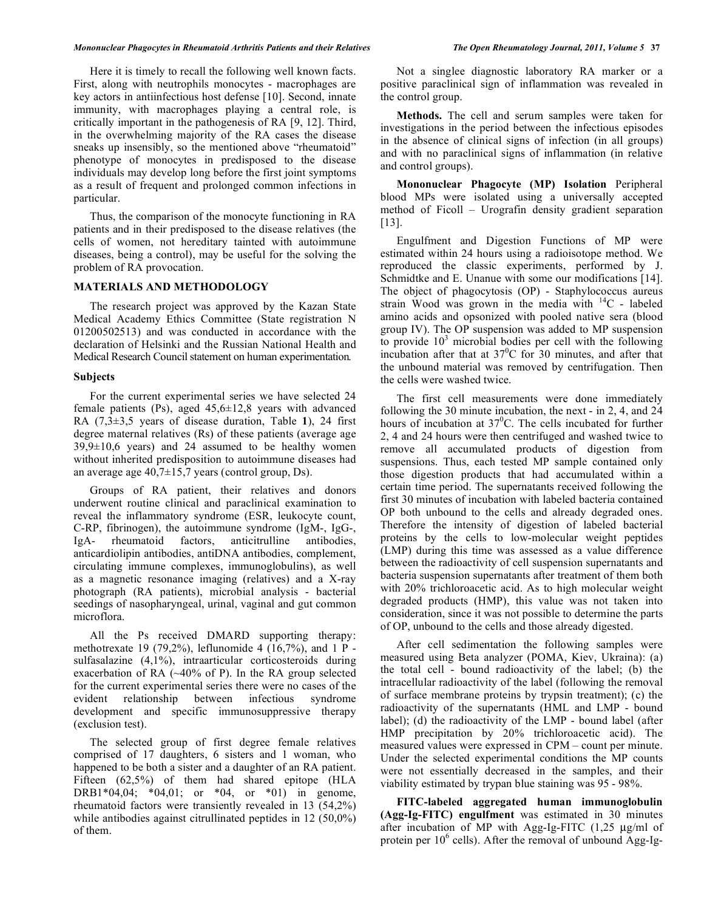Here it is timely to recall the following well known facts. First, along with neutrophils monocytes - macrophages are key actors in antiinfectious host defense [10]. Second, innate immunity, with macrophages playing a central role, is critically important in the pathogenesis of RA [9, 12]. Third, in the overwhelming majority of the RA cases the disease sneaks up insensibly, so the mentioned above "rheumatoid" phenotype of monocytes in predisposed to the disease individuals may develop long before the first joint symptoms as a result of frequent and prolonged common infections in particular.

Thus, the comparison of the monocyte functioning in RA patients and in their predisposed to the disease relatives (the cells of women, not hereditary tainted with autoimmune diseases, being a control), may be useful for the solving the problem of RA provocation.

## MATERIALS AND METHODOLOGY

The research project was approved by the Kazan State Medical Academy Ethics Committee (State registration N 01200502513) and was conducted in accordance with the declaration of Helsinki and the Russian National Health and Medical Research Council statement on human experimentation.

### Subjects

For the current experimental series we have selected 24 female patients (Ps), aged 45,6±12,8 years with advanced RA (7,3±3,5 years of disease duration, Table **1**), 24 first degree maternal relatives (Rs) of these patients (average age 39,9±10,6 years) and 24 assumed to be healthy women without inherited predisposition to autoimmune diseases had an average age 40,7±15,7 years (control group, Ds).

Groups of RA patient, their relatives and donors underwent routine clinical and paraclinical examination to reveal the inflammatory syndrome (ESR, leukocyte count, C-RP, fibrinogen), the autoimmune syndrome (IgM-, IgG-, IgA- rheumatoid factors, anticitrulline antibodies, anticardiolipin antibodies, antiDNA antibodies, complement, circulating immune complexes, immunoglobulins), as well as a magnetic resonance imaging (relatives) and a X-ray photograph (RA patients), microbial analysis - bacterial seedings of nasopharyngeal, urinal, vaginal and gut common microflora.

All the Ps received DMARD supporting therapy: methotrexate 19 (79,2%), leflunomide 4 (16,7%), and 1 P - sulfasalazine (4,1%), intraarticular corticosteroids during exacerbation of RA (~40% of P). In the RA group selected for the current experimental series there were no cases of the evident relationship between infectious syndrome development and specific immunosuppressive therapy (exclusion test).

The selected group of first degree female relatives comprised of 17 daughters, 6 sisters and 1 woman, who happened to be both a sister and a daughter of an RA patient. Fifteen (62,5%) of them had shared epitope (HLA DRB1*04,04; *04,01; or *04, or *01) in genome, rheumatoid factors were transiently revealed in 13 (54,2%) while antibodies against citrullinated peptides in 12 (50,0%) of them.

Not a singlee diagnostic laboratory RA marker or a positive paraclinical sign of inflammation was revealed in the control group.

**Methods.** The cell and serum samples were taken for investigations in the period between the infectious episodes in the absence of clinical signs of infection (in all groups) and with no paraclinical signs of inflammation (in relative and control groups).

**Mononuclear Phagocyte (MP) Isolation** Peripheral blood MPs were isolated using a universally accepted method of Ficoll – Urografin density gradient separation [13].

Engulfment and Digestion Functions of MP were estimated within 24 hours using a radioisotope method. We reproduced the classic experiments, performed by J. Schmidtke and E. Unanue with some our modifications [14]. The object of phagocytosis (OP) - Staphylococcus aureus strain Wood was grown in the media with $^{14}C$ - labeled amino acids and opsonized with pooled native sera (blood group IV). The OP suspension was added to MP suspension to provide $10^3$ microbial bodies per cell with the following incubation after that at $37^0C$ for 30 minutes, and after that the unbound material was removed by centrifugation. Then the cells were washed twice.

The first cell measurements were done immediately following the 30 minute incubation, the next - in 2, 4, and 24 hours of incubation at $37^0C$. The cells incubated for further 2, 4 and 24 hours were then centrifuged and washed twice to remove all accumulated products of digestion from suspensions. Thus, each tested MP sample contained only those digestion products that had accumulated within a certain time period. The supernatants received following the first 30 minutes of incubation with labeled bacteria contained OP both unbound to the cells and already degraded ones. Therefore the intensity of digestion of labeled bacterial proteins by the cells to low-molecular weight peptides (LMP) during this time was assessed as a value difference between the radioactivity of cell suspension supernatants and bacteria suspension supernatants after treatment of them both with 20% trichloroacetic acid. As to high molecular weight degraded products (HMP), this value was not taken into consideration, since it was not possible to determine the parts of OP, unbound to the cells and those already digested.

After cell sedimentation the following samples were measured using Beta analyzer (POMA, Kiev, Ukraina): (a) the total cell - bound radioactivity of the label; (b) the intracellular radioactivity of the label (following the removal of surface membrane proteins by trypsin treatment); (c) the radioactivity of the supernatants (HML and LMP - bound label); (d) the radioactivity of the LMP - bound label (after HMP precipitation by 20% trichloroacetic acid). The measured values were expressed in CPM – count per minute. Under the selected experimental conditions the MP counts were not essentially decreased in the samples, and their viability estimated by trypan blue staining was 95 - 98%.

**FITC-labeled aggregated human immunoglobulin (Agg-Ig-FITC) engulfment** was estimated in 30 minutes after incubation of MP with Agg-Ig-FITC (1,25 µg/ml of protein per $10^6$ cells). After the removal of unbound Agg-Ig-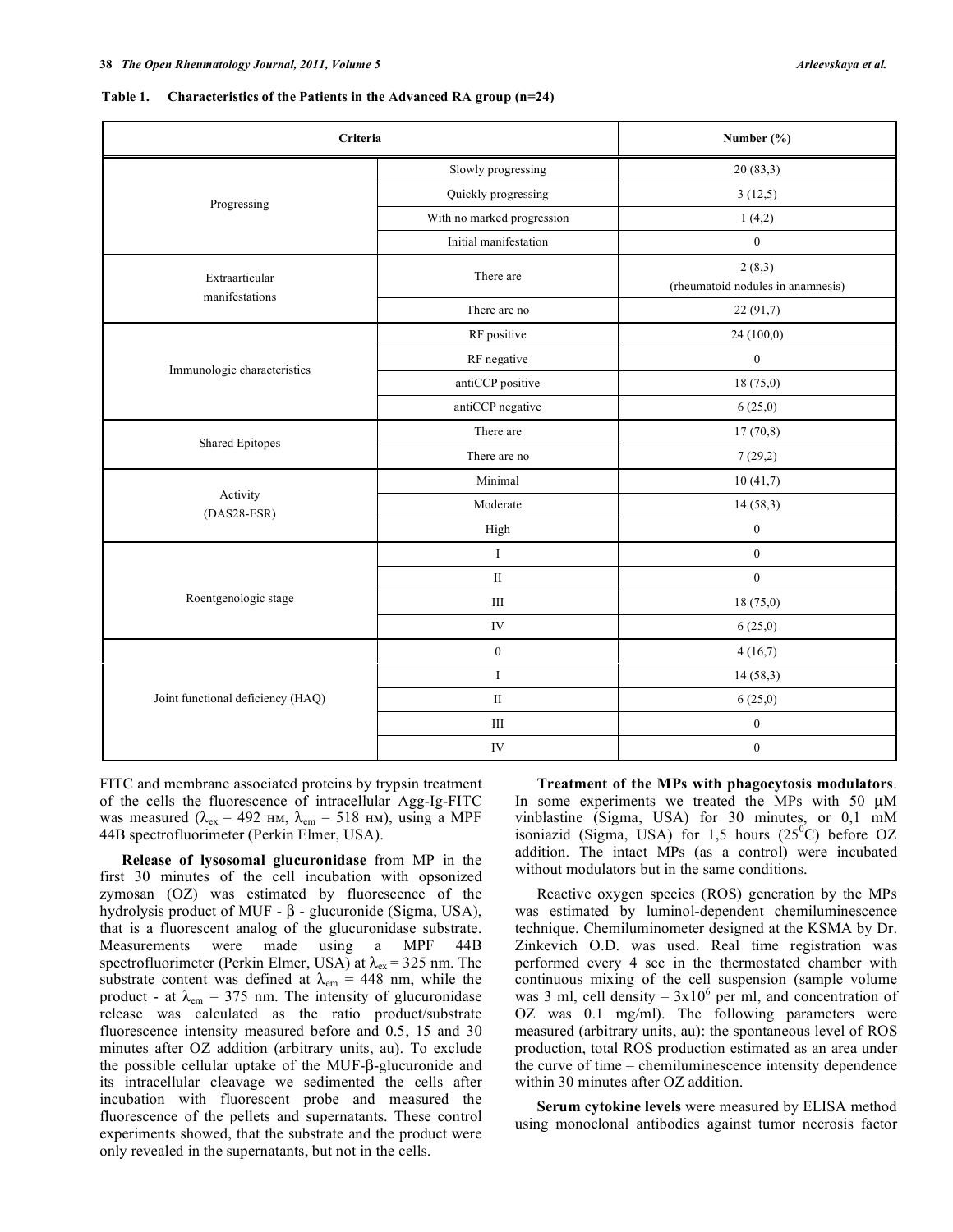**Table 1. Characteristics of the Patients in the Advanced RA group (n=24)**

| Criteria | | Number (%) |
|---|---|---|
| Progressing | Slowly progressing | 20 (83,3) |
| | Quickly progressing | 3 (12,5) |
| | With no marked progression | 1 (4,2) |
| | Initial manifestation | 0 |
| Extraarticular manifestations | There are | 2 (8,3) (rheumatoid nodules in anamnesis) |
| | There are no | 22 (91,7) |
| Immunologic characteristics | RF positive | 24 (100,0) |
| | RF negative | 0 |
| | antiCCP positive | 18 (75,0) |
| | antiCCP negative | 6 (25,0) |
| Shared Epitopes | There are | 17 (70,8) |
| | There are no | 7 (29,2) |
| Activity (DAS28-ESR) | Minimal | 10 (41,7) |
| | Moderate | 14 (58,3) |
| | High | 0 |
| Roentgenologic stage | I | 0 |
| | II | 0 |
| | III | 18 (75,0) |
| | IV | 6 (25,0) |
| Joint functional deficiency (HAQ) | 0 | 4 (16,7) |
| | I | 14 (58,3) |
| | II | 6 (25,0) |
| | III | 0 |
| | IV | 0 |

FITC and membrane associated proteins by trypsin treatment of the cells the fluorescence of intracellular Agg-Ig-FITC was measured ($\lambda_{ex}$ = 492 нм, $\lambda_{em}$ = 518 нм), using a MPF 44B spectrofluorimeter (Perkin Elmer, USA).

**Release of lysosomal glucuronidase** from MP in the first 30 minutes of the cell incubation with opsonized zymosan (OZ) was estimated by fluorescence of the hydrolysis product of MUF - β - glucuronide (Sigma, USA), that is a fluorescent analog of the glucuronidase substrate. Measurements were made using a MPF 44B spectrofluorimeter (Perkin Elmer, USA) at $\lambda_{ex}$ = 325 nm. The substrate content was defined at $\lambda_{em}$ = 448 nm, while the product - at $\lambda_{em}$ = 375 nm. The intensity of glucuronidase release was calculated as the ratio product/substrate fluorescence intensity measured before and 0.5, 15 and 30 minutes after OZ addition (arbitrary units, au). To exclude the possible cellular uptake of the MUF-β-glucuronide and its intracellular cleavage we sedimented the cells after incubation with fluorescent probe and measured the fluorescence of the pellets and supernatants. These control experiments showed, that the substrate and the product were only revealed in the supernatants, but not in the cells.

**Treatment of the MPs with phagocytosis modulators**. In some experiments we treated the MPs with 50 µM vinblastine (Sigma, USA) for 30 minutes, or 0,1 mM isoniazid (Sigma, USA) for 1,5 hours (25$^0$C) before OZ addition. The intact MPs (as a control) were incubated without modulators but in the same conditions.

Reactive oxygen species (ROS) generation by the MPs was estimated by luminol-dependent chemiluminescence technique. Chemiluminometer designed at the KSMA by Dr. Zinkevich O.D. was used. Real time registration was performed every 4 sec in the thermostated chamber with continuous mixing of the cell suspension (sample volume was 3 ml, cell density – 3x10$^6$ per ml, and concentration of OZ was 0.1 mg/ml). The following parameters were measured (arbitrary units, au): the spontaneous level of ROS production, total ROS production estimated as an area under the curve of time – chemiluminescence intensity dependence within 30 minutes after OZ addition.

**Serum cytokine levels** were measured by ELISA method using monoclonal antibodies against tumor necrosis factor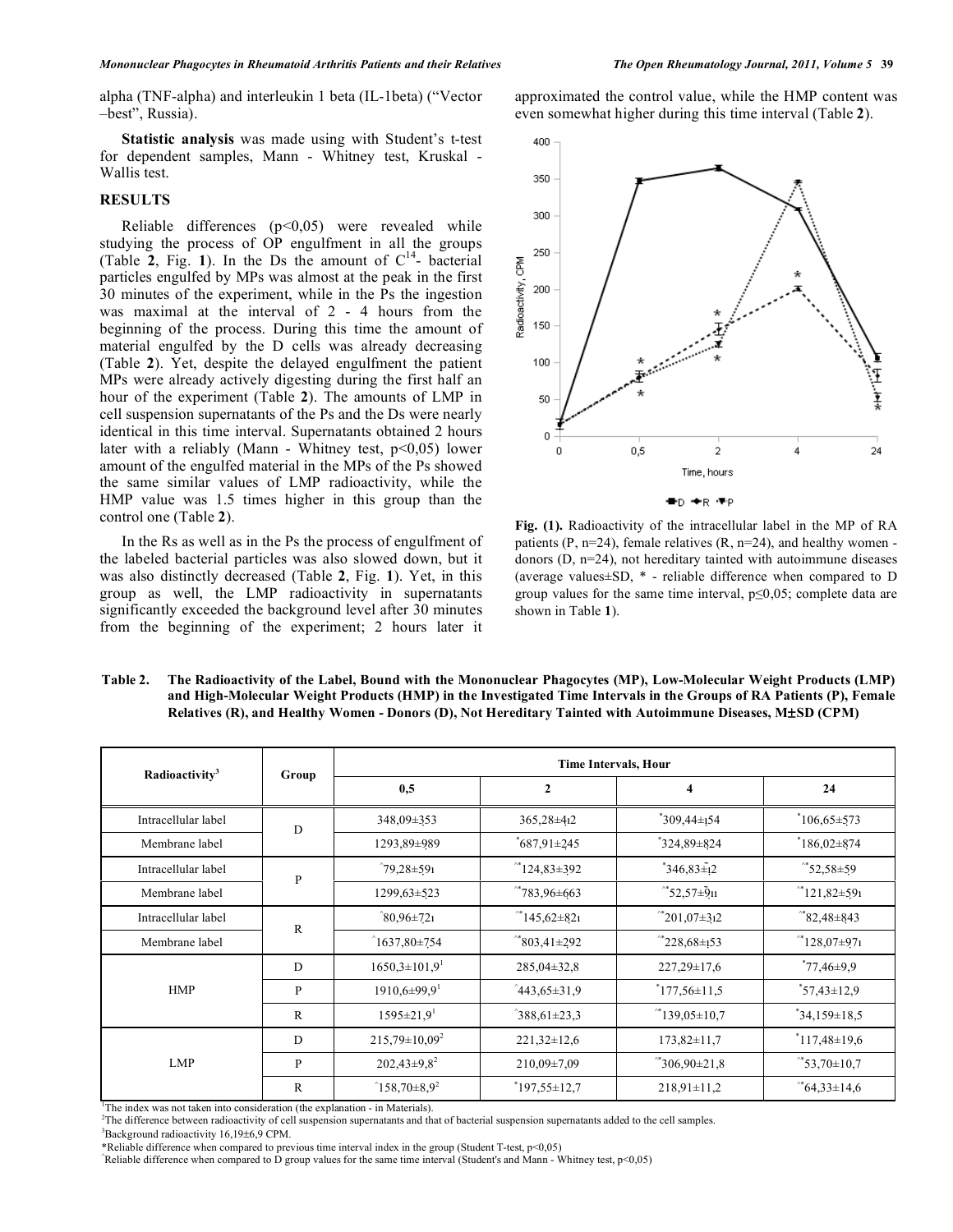alpha (TNF-alpha) and interleukin 1 beta (IL-1beta) ("Vector –best", Russia).

**Statistic analysis** was made using with Student's t-test for dependent samples, Mann - Whitney test, Kruskal - Wallis test.

## RESULTS

Reliable differences ($p<0,05$) were revealed while studying the process of OP engulfment in all the groups (Table **2**, Fig. **1**). In the Ds the amount of $C^{14}$- bacterial particles engulfed by MPs was almost at the peak in the first 30 minutes of the experiment, while in the Ps the ingestion was maximal at the interval of 2 - 4 hours from the beginning of the process. During this time the amount of material engulfed by the D cells was already decreasing (Table **2**). Yet, despite the delayed engulfment the patient MPs were already actively digesting during the first half an hour of the experiment (Table **2**). The amounts of LMP in cell suspension supernatants of the Ps and the Ds were nearly identical in this time interval. Supernatants obtained 2 hours later with a reliably (Mann - Whitney test, $p<0,05$) lower amount of the engulfed material in the MPs of the Ps showed the same similar values of LMP radioactivity, while the HMP value was 1.5 times higher in this group than the control one (Table **2**).

In the Rs as well as in the Ps the process of engulfment of the labeled bacterial particles was also slowed down, but it was also distinctly decreased (Table **2**, Fig. **1**). Yet, in this group as well, the LMP radioactivity in supernatants significantly exceeded the background level after 30 minutes from the beginning of the experiment; 2 hours later it approximated the control value, while the HMP content was even somewhat higher during this time interval (Table **2**).

**Fig. (1).** Radioactivity of the intracellular label in the MP of RA patients (P, n=24), female relatives (R, n=24), and healthy women - donors (D, n=24), not hereditary tainted with autoimmune diseases (average values±SD, * - reliable difference when compared to D group values for the same time interval, p≤0,05; complete data are shown in Table **1**).

**Table 2. The Radioactivity of the Label, Bound with the Mononuclear Phagocytes (MP), Low-Molecular Weight Products (LMP) and High-Molecular Weight Products (HMP) in the Investigated Time Intervals in the Groups of RA Patients (P), Female Relatives (R), and Healthy Women - Donors (D), Not Hereditary Tainted with Autoimmune Diseases, M±SD (CPM)**

| Radioactivity[3] | Group | Time Intervals, Hour | | | |
|---|---|---|---|---|---|
| | | 0,5 | 2 | 4 | 24 |
| Intracellular label | D | 348,09±3,53 | 365,28±4,12 | *309,44±1,54 | *106,65±5,73 |
| Membrane label | D | 1293,89±9,89 | *687,91±2,45 | *324,89±8,24 | *186,02±8,74 |
| Intracellular label | P | ^79,28±5,91 | ^*124,83±3,92 | *346,83±1,2 | ^*52,58±5,9 |
| Membrane label | P | 1299,63±5,23 | ^*783,96±6,63 | ^*52,57±9,11 | ^*121,82±5,91 |
| Intracellular label | R | ^80,96±7,21 | ^*145,62±8,21 | ^*201,07±3,12 | ^*82,48±8,43 |
| Membrane label | R | ^1637,80±7,54 | ^*803,41±2,92 | ^*228,68±1,53 | ^*128,07±9,71 |
| HMP | D | 1650,3±101,9[1] | 285,04±32,8 | 227,29±17,6 | *77,46±9,9 |
| | P | 1910,6±99,9[1] | ^443,65±31,9 | *177,56±11,5 | *57,43±12,9 |
| | R | 1595±21,9[1] | ^388,61±23,3 | ^*139,05±10,7 | *34,159±18,5 |
| LMP | D | 215,79±10,09[2] | 221,32±12,6 | 173,82±11,7 | *117,48±19,6 |
| | P | 202,43±9,8[2] | 210,09±7,09 | ^*306,90±21,8 | ^*53,70±10,7 |
| | R | ^158,70±8,9[2] | *197,55±12,7 | 218,91±11,2 | ^*64,33±14,6 |

[1]The index was not taken into consideration (the explanation - in Materials).
[2]The difference between radioactivity of cell suspension supernatants and that of bacterial suspension supernatants added to the cell samples.
[3]Background radioactivity 16,19±6,9 CPM.
*Reliable difference when compared to previous time interval index in the group (Student T-test, p<0,05)
^Reliable difference when compared to D group values for the same time interval (Student's and Mann - Whitney test, p<0,05)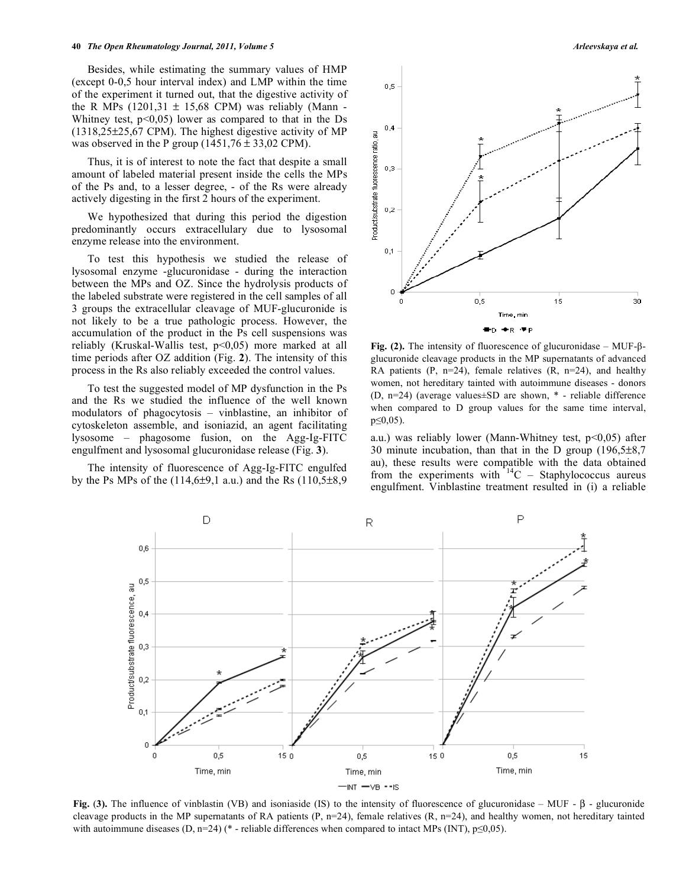Besides, while estimating the summary values of HMP (except 0-0,5 hour interval index) and LMP within the time of the experiment it turned out, that the digestive activity of the R MPs (1201,31 ± 15,68 CPM) was reliably (Mann - Whitney test, $p<0{,}05$) lower as compared to that in the Ds (1318,25±25,67 CPM). The highest digestive activity of MP was observed in the P group (1451,76 ± 33,02 CPM).

Thus, it is of interest to note the fact that despite a small amount of labeled material present inside the cells the MPs of the Ps and, to a lesser degree, - of the Rs were already actively digesting in the first 2 hours of the experiment.

We hypothesized that during this period the digestion predominantly occurs extracellulary due to lysosomal enzyme release into the environment.

To test this hypothesis we studied the release of lysosomal enzyme -glucuronidase - during the interaction between the MPs and OZ. Since the hydrolysis products of the labeled substrate were registered in the cell samples of all 3 groups the extracellular cleavage of MUF-glucuronide is not likely to be a true pathologic process. However, the accumulation of the product in the Ps cell suspensions was reliably (Kruskal-Wallis test, $p<0{,}05$) more marked at all time periods after OZ addition (Fig. **2**). The intensity of this process in the Rs also reliably exceeded the control values.

To test the suggested model of MP dysfunction in the Ps and the Rs we studied the influence of the well known modulators of phagocytosis – vinblastine, an inhibitor of cytoskeleton assemble, and isoniazid, an agent facilitating lysosome – phagosome fusion, on the Agg-Ig-FITC engulfment and lysosomal glucuronidase release (Fig. **3**).

The intensity of fluorescence of Agg-Ig-FITC engulfed by the Ps MPs of the (114,6±9,1 a.u.) and the Rs (110,5±8,9 a.u.) was reliably lower (Mann-Whitney test, $p<0{,}05$) after 30 minute incubation, than that in the D group (196,5±8,7 au), these results were compatible with the data obtained from the experiments with $^{14}C$ – Staphylococcus aureus engulfment. Vinblastine treatment resulted in (i) a reliable

**Fig. (2).** The intensity of fluorescence of glucuronidase – MUF-β-glucuronide cleavage products in the MP supernatants of advanced RA patients (P, n=24), female relatives (R, n=24), and healthy women, not hereditary tainted with autoimmune diseases - donors (D, n=24) (average values±SD are shown, * - reliable difference when compared to D group values for the same time interval, $p\leq0{,}05$).

**Fig. (3).** The influence of vinblastin (VB) and isoniaside (IS) to the intensity of fluorescence of glucuronidase – MUF - β - glucuronide cleavage products in the MP supernatants of RA patients (P, n=24), female relatives (R, n=24), and healthy women, not hereditary tainted with autoimmune diseases (D, n=24) (* - reliable differences when compared to intact MPs (INT), $p\leq0{,}05$).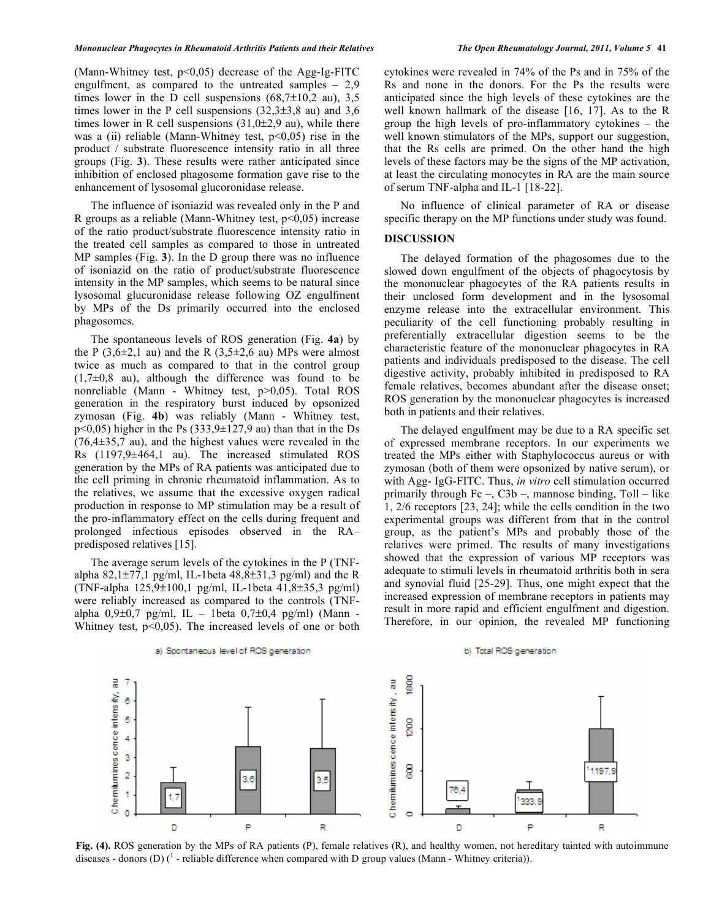(Mann-Whitney test, $p<0,05$) decrease of the Agg-Ig-FITC engulfment, as compared to the untreated samples – 2,9 times lower in the D cell suspensions (68,7±10,2 au), 3,5 times lower in the P cell suspensions (32,3±3,8 au) and 3,6 times lower in R cell suspensions (31,0±2,9 au), while there was a (ii) reliable (Mann-Whitney test, $p<0,05$) rise in the product / substrate fluorescence intensity ratio in all three groups (Fig. **3**). These results were rather anticipated since inhibition of enclosed phagosome formation gave rise to the enhancement of lysosomal glucoronidase release.

The influence of isoniazid was revealed only in the P and R groups as a reliable (Mann-Whitney test, $p<0,05$) increase of the ratio product/substrate fluorescence intensity ratio in the treated cell samples as compared to those in untreated MP samples (Fig. **3**). In the D group there was no influence of isoniazid on the ratio of product/substrate fluorescence intensity in the MP samples, which seems to be natural since lysosomal glucuronidase release following OZ engulfment by MPs of the Ds primarily occurred into the enclosed phagosomes.

The spontaneous levels of ROS generation (Fig. **4a**) by the P (3,6±2,1 au) and the R (3,5±2,6 au) MPs were almost twice as much as compared to that in the control group (1,7±0,8 au), although the difference was found to be nonreliable (Mann - Whitney test, $p>0,05$). Total ROS generation in the respiratory burst induced by opsonized zymosan (Fig. **4b**) was reliably (Mann - Whitney test, $p<0,05$) higher in the Ps (333,9±127,9 au) than that in the Ds (76,4±35,7 au), and the highest values were revealed in the Rs (1197,9±464,1 au). The increased stimulated ROS generation by the MPs of RA patients was anticipated due to the cell priming in chronic rheumatoid inflammation. As to the relatives, we assume that the excessive oxygen radical production in response to MP stimulation may be a result of the pro-inflammatory effect on the cells during frequent and prolonged infectious episodes observed in the RA–predisposed relatives [15].

The average serum levels of the cytokines in the P (TNF-alpha 82,1±77,1 pg/ml, IL-1beta 48,8±31,3 pg/ml) and the R (TNF-alpha 125,9±100,1 pg/ml, IL-1beta 41,8±35,3 pg/ml) were reliably increased as compared to the controls (TNF-alpha 0,9±0,7 pg/ml, IL – 1beta 0,7±0,4 pg/ml) (Mann - Whitney test, $p<0,05$). The increased levels of one or both cytokines were revealed in 74% of the Ps and in 75% of the Rs and none in the donors. For the Ps the results were anticipated since the high levels of these cytokines are the well known hallmark of the disease [16, 17]. As to the R group the high levels of pro-inflammatory cytokines – the well known stimulators of the MPs, support our suggestion, that the Rs cells are primed. On the other hand the high levels of these factors may be the signs of the MP activation, at least the circulating monocytes in RA are the main source of serum TNF-alpha and IL-1 [18-22].

No influence of clinical parameter of RA or disease specific therapy on the MP functions under study was found.

## DISCUSSION

The delayed formation of the phagosomes due to the slowed down engulfment of the objects of phagocytosis by the mononuclear phagocytes of the RA patients results in their unclosed form development and in the lysosomal enzyme release into the extracellular environment. This peculiarity of the cell functioning probably resulting in preferentially extracellular digestion seems to be the characteristic feature of the mononuclear phagocytes in RA patients and individuals predisposed to the disease. The cell digestive activity, probably inhibited in predisposed to RA female relatives, becomes abundant after the disease onset; ROS generation by the mononuclear phagocytes is increased both in patients and their relatives.

The delayed engulfment may be due to a RA specific set of expressed membrane receptors. In our experiments we treated the MPs either with Staphylococcus aureus or with zymosan (both of them were opsonized by native serum), or with Agg- IgG-FITC. Thus, *in vitro* cell stimulation occurred primarily through Fc –, C3b –, mannose binding, Toll – like 1, 2/6 receptors [23, 24]; while the cells condition in the two experimental groups was different from that in the control group, as the patient's MPs and probably those of the relatives were primed. The results of many investigations showed that the expression of various MP receptors was adequate to stimuli levels in rheumatoid arthritis both in sera and synovial fluid [25-29]. Thus, one might expect that the increased expression of membrane receptors in patients may result in more rapid and efficient engulfment and digestion. Therefore, in our opinion, the revealed MP functioning

**Fig. (4).** ROS generation by the MPs of RA patients (P), female relatives (R), and healthy women, not hereditary tainted with autoimmune diseases - donors (D) ([1] - reliable difference when compared with D group values (Mann - Whitney criteria)).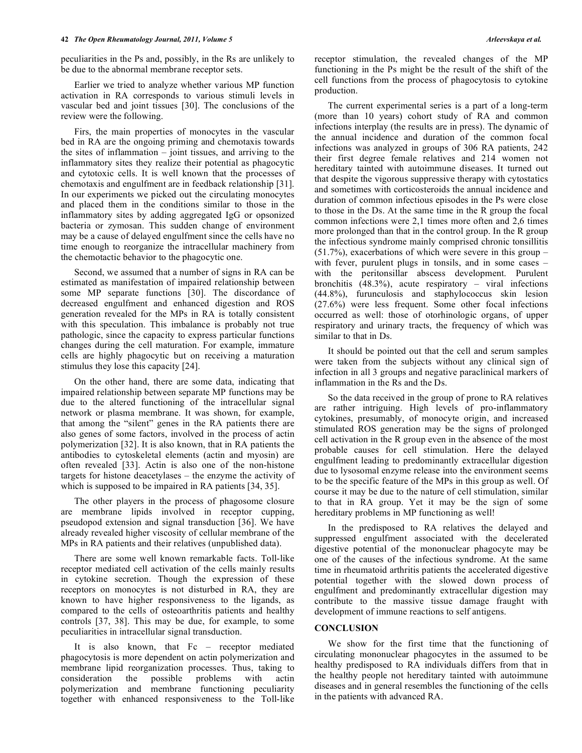peculiarities in the Ps and, possibly, in the Rs are unlikely to be due to the abnormal membrane receptor sets.

Earlier we tried to analyze whether various MP function activation in RA corresponds to various stimuli levels in vascular bed and joint tissues [30]. The conclusions of the review were the following.

Firs, the main properties of monocytes in the vascular bed in RA are the ongoing priming and chemotaxis towards the sites of inflammation – joint tissues, and arriving to the inflammatory sites they realize their potential as phagocytic and cytotoxic cells. It is well known that the processes of chemotaxis and engulfment are in feedback relationship [31]. In our experiments we picked out the circulating monocytes and placed them in the conditions similar to those in the inflammatory sites by adding aggregated IgG or opsonized bacteria or zymosan. This sudden change of environment may be a cause of delayed engulfment since the cells have no time enough to reorganize the intracellular machinery from the chemotactic behavior to the phagocytic one.

Second, we assumed that a number of signs in RA can be estimated as manifestation of impaired relationship between some MP separate functions [30]. The discordance of decreased engulfment and enhanced digestion and ROS generation revealed for the MPs in RA is totally consistent with this speculation. This imbalance is probably not true pathologic, since the capacity to express particular functions changes during the cell maturation. For example, immature cells are highly phagocytic but on receiving a maturation stimulus they lose this capacity [24].

On the other hand, there are some data, indicating that impaired relationship between separate MP functions may be due to the altered functioning of the intracellular signal network or plasma membrane. It was shown, for example, that among the "silent" genes in the RA patients there are also genes of some factors, involved in the process of actin polymerization [32]. It is also known, that in RA patients the antibodies to cytoskeletal elements (actin and myosin) are often revealed [33]. Actin is also one of the non-histone targets for histone deacetylases – the enzyme the activity of which is supposed to be impaired in RA patients [34, 35].

The other players in the process of phagosome closure are membrane lipids involved in receptor cupping, pseudopod extension and signal transduction [36]. We have already revealed higher viscosity of cellular membrane of the MPs in RA patients and their relatives (unpublished data).

There are some well known remarkable facts. Toll-like receptor mediated cell activation of the cells mainly results in cytokine secretion. Though the expression of these receptors on monocytes is not disturbed in RA, they are known to have higher responsiveness to the ligands, as compared to the cells of osteoarthritis patients and healthy controls [37, 38]. This may be due, for example, to some peculiarities in intracellular signal transduction.

It is also known, that Fc – receptor mediated phagocytosis is more dependent on actin polymerization and membrane lipid reorganization processes. Thus, taking to consideration the possible problems with actin polymerization and membrane functioning peculiarity together with enhanced responsiveness to the Toll-like receptor stimulation, the revealed changes of the MP functioning in the Ps might be the result of the shift of the cell functions from the process of phagocytosis to cytokine production.

The current experimental series is a part of a long-term (more than 10 years) cohort study of RA and common infections interplay (the results are in press). The dynamic of the annual incidence and duration of the common focal infections was analyzed in groups of 306 RA patients, 242 their first degree female relatives and 214 women not hereditary tainted with autoimmune diseases. It turned out that despite the vigorous suppressive therapy with cytostatics and sometimes with corticosteroids the annual incidence and duration of common infectious episodes in the Ps were close to those in the Ds. At the same time in the R group the focal common infections were 2,1 times more often and 2,6 times more prolonged than that in the control group. In the R group the infectious syndrome mainly comprised chronic tonsillitis (51.7%), exacerbations of which were severe in this group – with fever, purulent plugs in tonsils, and in some cases – with the peritonsillar abscess development. Purulent bronchitis (48.3%), acute respiratory – viral infections (44.8%), furunculosis and staphylococcus skin lesion (27.6%) were less frequent. Some other focal infections occurred as well: those of otorhinologic organs, of upper respiratory and urinary tracts, the frequency of which was similar to that in Ds.

It should be pointed out that the cell and serum samples were taken from the subjects without any clinical sign of infection in all 3 groups and negative paraclinical markers of inflammation in the Rs and the Ds.

So the data received in the group of prone to RA relatives are rather intriguing. High levels of pro-inflammatory cytokines, presumably, of monocyte origin, and increased stimulated ROS generation may be the signs of prolonged cell activation in the R group even in the absence of the most probable causes for cell stimulation. Here the delayed engulfment leading to predominantly extracellular digestion due to lysosomal enzyme release into the environment seems to be the specific feature of the MPs in this group as well. Of course it may be due to the nature of cell stimulation, similar to that in RA group. Yet it may be the sign of some hereditary problems in MP functioning as well!

In the predisposed to RA relatives the delayed and suppressed engulfment associated with the decelerated digestive potential of the mononuclear phagocyte may be one of the causes of the infectious syndrome. At the same time in rheumatoid arthritis patients the accelerated digestive potential together with the slowed down process of engulfment and predominantly extracellular digestion may contribute to the massive tissue damage fraught with development of immune reactions to self antigens.

## CONCLUSION

We show for the first time that the functioning of circulating mononuclear phagocytes in the assumed to be healthy predisposed to RA individuals differs from that in the healthy people not hereditary tainted with autoimmune diseases and in general resembles the functioning of the cells in the patients with advanced RA.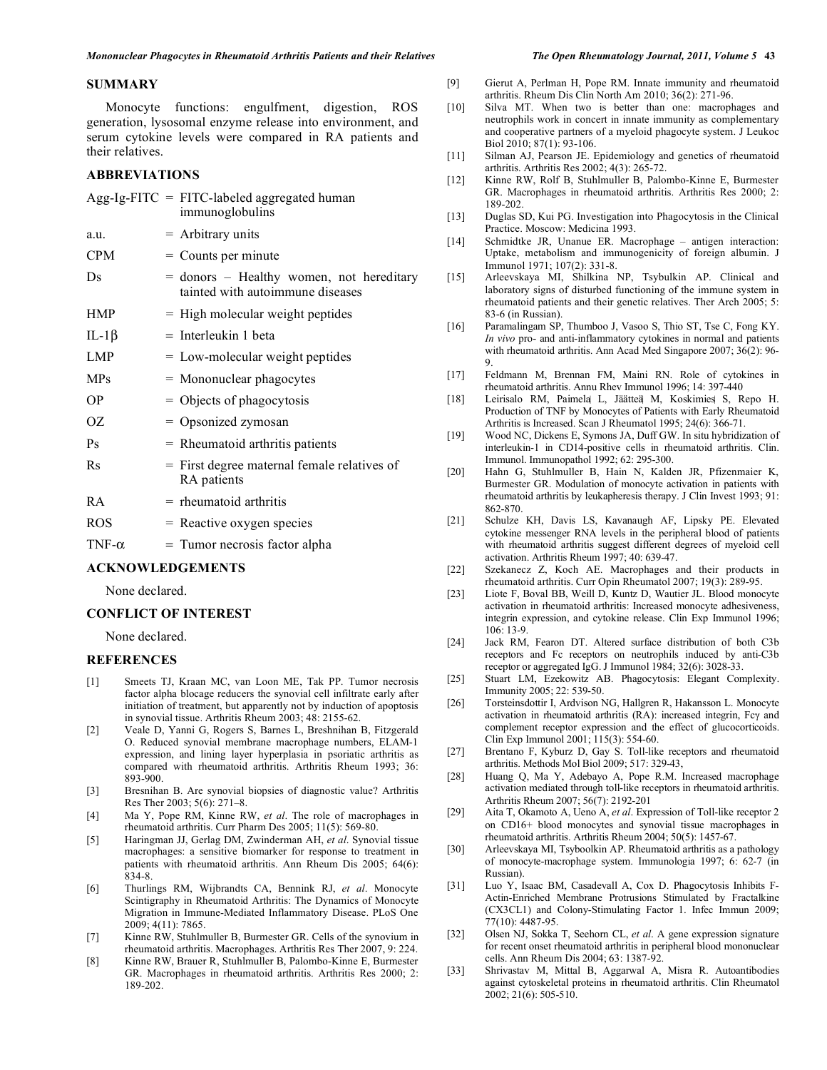## SUMMARY

Monocyte functions: engulfment, digestion, ROS generation, lysosomal enzyme release into environment, and serum cytokine levels were compared in RA patients and their relatives.

## ABBREVIATIONS

Agg-Ig-FITC = FITC-labeled aggregated human immunoglobulins

a.u. = Arbitrary units

CPM = Counts per minute

Ds = donors – Healthy women, not hereditary tainted with autoimmune diseases

HMP = High molecular weight peptides

IL-1β = Interleukin 1 beta

LMP = Low-molecular weight peptides

MPs = Mononuclear phagocytes

OP = Objects of phagocytosis

OZ = Opsonized zymosan

Ps = Rheumatoid arthritis patients

Rs = First degree maternal female relatives of RA patients

RA = rheumatoid arthritis

ROS = Reactive oxygen species

TNF-α = Tumor necrosis factor alpha

## ACKNOWLEDGEMENTS

None declared.

## CONFLICT OF INTEREST

None declared.

## REFERENCES

[1] Smeets TJ, Kraan MC, van Loon ME, Tak PP. Tumor necrosis factor alpha blocage reducers the synovial cell infiltrate early after initiation of treatment, but apparently not by induction of apoptosis in synovial tissue. Arthritis Rheum 2003; 48: 2155-62.

[2] Veale D, Yanni G, Rogers S, Barnes L, Breshnihan B, Fitzgerald O. Reduced synovial membrane macrophage numbers, ELAM-1 expression, and lining layer hyperplasia in psoriatic arthritis as compared with rheumatoid arthritis. Arthritis Rheum 1993; 36: 893-900.

[3] Bresnihan B. Are synovial biopsies of diagnostic value? Arthritis Res Ther 2003; 5(6): 271–8.

[4] Ma Y, Pope RM, Kinne RW, *et al*. The role of macrophages in rheumatoid arthritis. Curr Pharm Des 2005; 11(5): 569-80.

[5] Haringman JJ, Gerlag DM, Zwinderman AH, *et al*. Synovial tissue macrophages: a sensitive biomarker for response to treatment in patients with rheumatoid arthritis. Ann Rheum Dis 2005; 64(6): 834-8.

[6] Thurlings RM, Wijbrandts CA, Bennink RJ, *et al*. Monocyte Scintigraphy in Rheumatoid Arthritis: The Dynamics of Monocyte Migration in Immune-Mediated Inflammatory Disease. PLoS One 2009; 4(11): 7865.

[7] Kinne RW, Stuhlmuller B, Burmester GR. Cells of the synovium in rheumatoid arthritis. Macrophages. Arthritis Res Ther 2007, 9: 224.

[8] Kinne RW, Brauer R, Stuhlmuller B, Palombo-Kinne E, Burmester GR. Macrophages in rheumatoid arthritis. Arthritis Res 2000; 2: 189-202.

[9] Gierut A, Perlman H, Pope RM. Innate immunity and rheumatoid arthritis. Rheum Dis Clin North Am 2010; 36(2): 271-96.

[10] Silva MT. When two is better than one: macrophages and neutrophils work in concert in innate immunity as complementary and cooperative partners of a myeloid phagocyte system. J Leukoc Biol 2010; 87(1): 93-106.

[11] Silman AJ, Pearson JE. Epidemiology and genetics of rheumatoid arthritis. Arthritis Res 2002; 4(3): 265-72.

[12] Kinne RW, Rolf B, Stuhlmuller B, Palombo-Kinne E, Burmester GR. Macrophages in rheumatoid arthritis. Arthritis Res 2000; 2: 189-202.

[13] Duglas SD, Kui PG. Investigation into Phagocytosis in the Clinical Practice. Moscow: Medicina 1993.

[14] Schmidtke JR, Unanue ER. Macrophage – antigen interaction: Uptake, metabolism and immunogenicity of foreign albumin. J Immunol 1971; 107(2): 331-8.

[15] Arleevskaya MI, Shilkina NP, Tsybulkin AP. Clinical and laboratory signs of disturbed functioning of the immune system in rheumatoid patients and their genetic relatives. Ther Arch 2005; 5: 83-6 (in Russian).

[16] Paramalingam SP, Thumboo J, Vasoo S, Thio ST, Tse C, Fong KY. *In vivo* pro- and anti-inflammatory cytokines in normal and patients with rheumatoid arthritis. Ann Acad Med Singapore 2007; 36(2): 96-9.

[17] Feldmann M, Brennan FM, Maini RN. Role of cytokines in rheumatoid arthritis. Annu Rhev Immunol 1996; 14: 397-440

[18] Leirisalo RM, Paimela L, Jäättea M, Koskimies S, Repo H. Production of TNF by Monocytes of Patients with Early Rheumatoid Arthritis is Increased. Scan J Rheumatol 1995; 24(6): 366-71.

[19] Wood NC, Dickens E, Symons JA, Duff GW. In situ hybridization of interleukin-1 in CD14-positive cells in rheumatoid arthritis. Clin. Immunol. Immunopathol 1992; 62: 295-300.

[20] Hahn G, Stuhlmuller B, Hain N, Kalden JR, Pfizenmaier K, Burmester GR. Modulation of monocyte activation in patients with rheumatoid arthritis by leukapheresis therapy. J Clin Invest 1993; 91: 862-870.

[21] Schulze KH, Davis LS, Kavanaugh AF, Lipsky PE. Elevated cytokine messenger RNA levels in the peripheral blood of patients with rheumatoid arthritis suggest different degrees of myeloid cell activation. Arthritis Rheum 1997; 40: 639-47.

[22] Szekanecz Z, Koch AE. Macrophages and their products in rheumatoid arthritis. Curr Opin Rheumatol 2007; 19(3): 289-95.

[23] Liote F, Boval BB, Weill D, Kuntz D, Wautier JL. Blood monocyte activation in rheumatoid arthritis: Increased monocyte adhesiveness, integrin expression, and cytokine release. Clin Exp Immunol 1996; 106: 13-9.

[24] Jack RM, Fearon DT. Altered surface distribution of both C3b receptors and Fc receptors on neutrophils induced by anti-C3b receptor or aggregated IgG. J Immunol 1984; 32(6): 3028-33.

[25] Stuart LM, Ezekowitz AB. Phagocytosis: Elegant Complexity. Immunity 2005; 22: 539-50.

[26] Torsteinsdottir I, Ardvison NG, Hallgren R, Hakansson L. Monocyte activation in rheumatoid arthritis (RA): increased integrin, Fcγ and complement receptor expression and the effect of glucocorticoids. Clin Exp Immunol 2001; 115(3): 554-60.

[27] Brentano F, Kyburz D, Gay S. Toll-like receptors and rheumatoid arthritis. Methods Mol Biol 2009; 517: 329-43,

[28] Huang Q, Ma Y, Adebayo A, Pope R.M. Increased macrophage activation mediated through toll-like receptors in rheumatoid arthritis. Arthritis Rheum 2007; 56(7): 2192-201

[29] Aita T, Okamoto A, Ueno A, *et al*. Expression of Toll-like receptor 2 on CD16+ blood monocytes and synovial tissue macrophages in rheumatoid arthritis. Arthritis Rheum 2004; 50(5): 1457-67.

[30] Arleevskaya MI, Tsyboolkin AP. Rheumatoid arthritis as a pathology of monocyte-macrophage system. Immunologia 1997; 6: 62-7 (in Russian).

[31] Luo Y, Isaac BM, Casadevall A, Cox D. Phagocytosis Inhibits F-Actin-Enriched Membrane Protrusions Stimulated by Fractalkine (CX3CL1) and Colony-Stimulating Factor 1. Infec Immun 2009; 77(10): 4487-95.

[32] Olsen NJ, Sokka T, Seehorn CL, *et al*. A gene expression signature for recent onset rheumatoid arthritis in peripheral blood mononuclear cells. Ann Rheum Dis 2004; 63: 1387-92.

[33] Shrivastav M, Mittal B, Aggarwal A, Misra R. Autoantibodies against cytoskeletal proteins in rheumatoid arthritis. Clin Rheumatol 2002; 21(6): 505-510.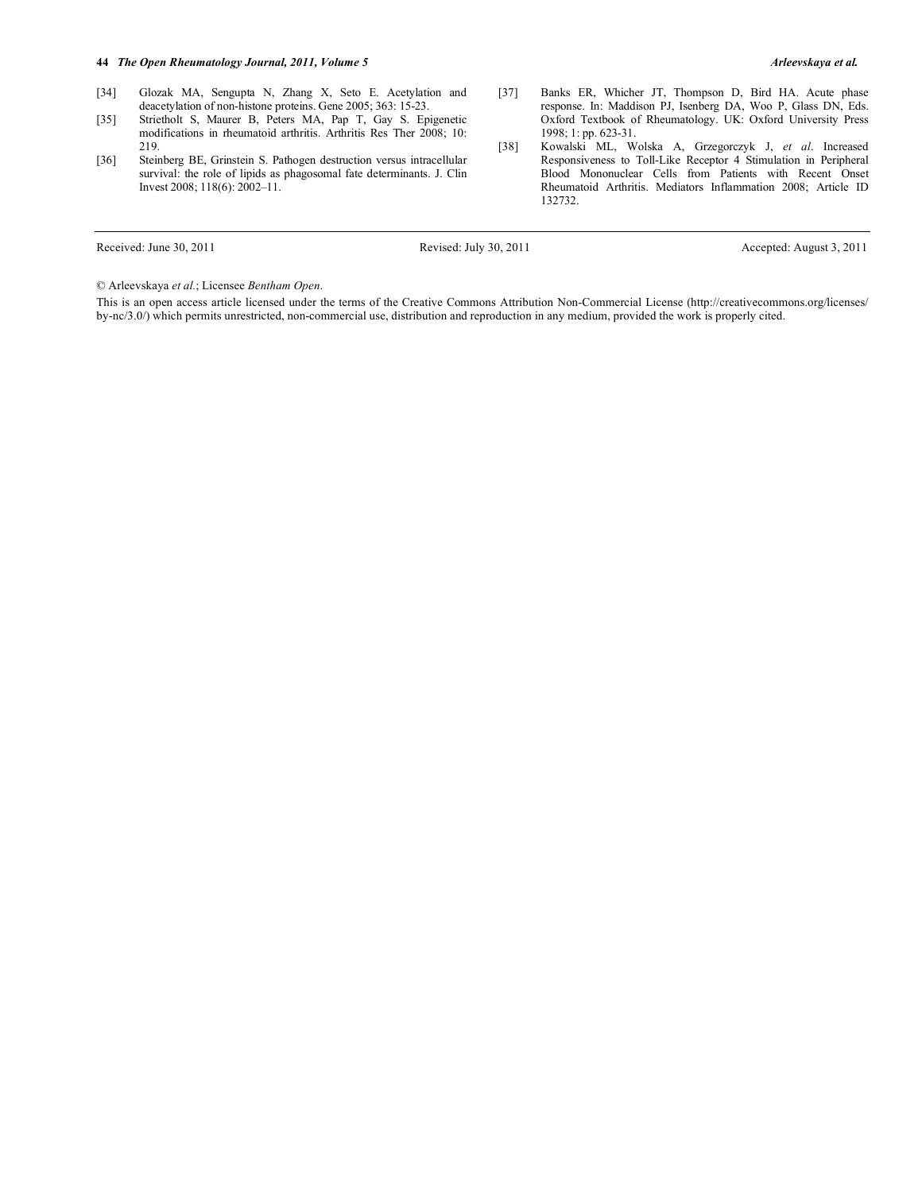[34] Glozak MA, Sengupta N, Zhang X, Seto E. Acetylation and deacetylation of non-histone proteins. Gene 2005; 363: 15-23.

[35] Strietholt S, Maurer B, Peters MA, Pap T, Gay S. Epigenetic modifications in rheumatoid arthritis. Arthritis Res Ther 2008; 10: 219.

[36] Steinberg BE, Grinstein S. Pathogen destruction versus intracellular survival: the role of lipids as phagosomal fate determinants. J. Clin Invest 2008; 118(6): 2002–11.

[37] Banks ER, Whicher JT, Thompson D, Bird HA. Acute phase response. In: Maddison PJ, Isenberg DA, Woo P, Glass DN, Eds. Oxford Textbook of Rheumatology. UK: Oxford University Press 1998; 1: pp. 623-31.

[38] Kowalski ML, Wolska A, Grzegorczyk J, *et al*. Increased Responsiveness to Toll-Like Receptor 4 Stimulation in Peripheral Blood Mononuclear Cells from Patients with Recent Onset Rheumatoid Arthritis. Mediators Inflammation 2008; Article ID 132732.

Received: June 30, 2011 Revised: July 30, 2011 Accepted: August 3, 2011

© Arleevskaya *et al.*; Licensee *Bentham Open*.

This is an open access article licensed under the terms of the Creative Commons Attribution Non-Commercial License (http://creativecommons.org/licenses/by-nc/3.0/) which permits unrestricted, non-commercial use, distribution and reproduction in any medium, provided the work is properly cited.